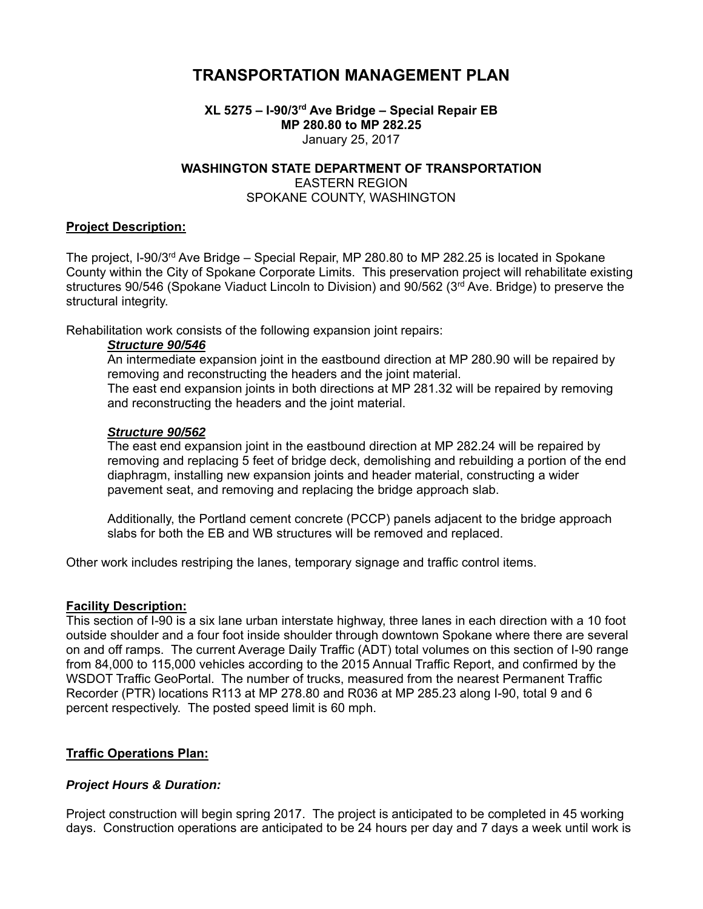# TRANSPORTATION MANAGEMENT PLAN

**XL 5275 – I-90/3rd Ave Bridge – Special Repair EB**
**MP 280.80 to MP 282.25**
January 25, 2017

**WASHINGTON STATE DEPARTMENT OF TRANSPORTATION**
EASTERN REGION
SPOKANE COUNTY, WASHINGTON

## Project Description:

The project, I-90/3rd Ave Bridge – Special Repair, MP 280.80 to MP 282.25 is located in Spokane County within the City of Spokane Corporate Limits. This preservation project will rehabilitate existing structures 90/546 (Spokane Viaduct Lincoln to Division) and 90/562 (3rd Ave. Bridge) to preserve the structural integrity.

Rehabilitation work consists of the following expansion joint repairs:

***Structure 90/546***

An intermediate expansion joint in the eastbound direction at MP 280.90 will be repaired by removing and reconstructing the headers and the joint material.
The east end expansion joints in both directions at MP 281.32 will be repaired by removing and reconstructing the headers and the joint material.

***Structure 90/562***

The east end expansion joint in the eastbound direction at MP 282.24 will be repaired by removing and replacing 5 feet of bridge deck, demolishing and rebuilding a portion of the end diaphragm, installing new expansion joints and header material, constructing a wider pavement seat, and removing and replacing the bridge approach slab.

Additionally, the Portland cement concrete (PCCP) panels adjacent to the bridge approach slabs for both the EB and WB structures will be removed and replaced.

Other work includes restriping the lanes, temporary signage and traffic control items.

## Facility Description:

This section of I-90 is a six lane urban interstate highway, three lanes in each direction with a 10 foot outside shoulder and a four foot inside shoulder through downtown Spokane where there are several on and off ramps. The current Average Daily Traffic (ADT) total volumes on this section of I-90 range from 84,000 to 115,000 vehicles according to the 2015 Annual Traffic Report, and confirmed by the WSDOT Traffic GeoPortal. The number of trucks, measured from the nearest Permanent Traffic Recorder (PTR) locations R113 at MP 278.80 and R036 at MP 285.23 along I-90, total 9 and 6 percent respectively. The posted speed limit is 60 mph.

## Traffic Operations Plan:

### *Project Hours & Duration:*

Project construction will begin spring 2017. The project is anticipated to be completed in 45 working days. Construction operations are anticipated to be 24 hours per day and 7 days a week until work is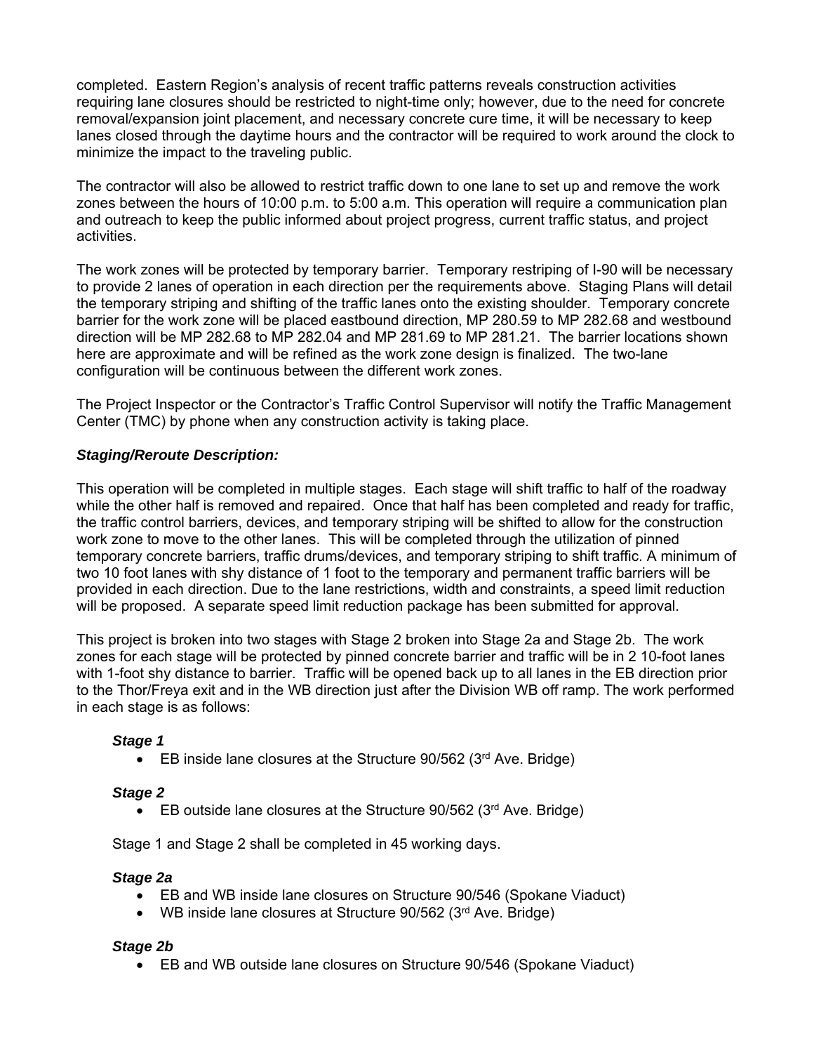completed. Eastern Region's analysis of recent traffic patterns reveals construction activities requiring lane closures should be restricted to night-time only; however, due to the need for concrete removal/expansion joint placement, and necessary concrete cure time, it will be necessary to keep lanes closed through the daytime hours and the contractor will be required to work around the clock to minimize the impact to the traveling public.

The contractor will also be allowed to restrict traffic down to one lane to set up and remove the work zones between the hours of 10:00 p.m. to 5:00 a.m. This operation will require a communication plan and outreach to keep the public informed about project progress, current traffic status, and project activities.

The work zones will be protected by temporary barrier. Temporary restriping of I-90 will be necessary to provide 2 lanes of operation in each direction per the requirements above. Staging Plans will detail the temporary striping and shifting of the traffic lanes onto the existing shoulder. Temporary concrete barrier for the work zone will be placed eastbound direction, MP 280.59 to MP 282.68 and westbound direction will be MP 282.68 to MP 282.04 and MP 281.69 to MP 281.21. The barrier locations shown here are approximate and will be refined as the work zone design is finalized. The two-lane configuration will be continuous between the different work zones.

The Project Inspector or the Contractor's Traffic Control Supervisor will notify the Traffic Management Center (TMC) by phone when any construction activity is taking place.

***Staging/Reroute Description:***

This operation will be completed in multiple stages. Each stage will shift traffic to half of the roadway while the other half is removed and repaired. Once that half has been completed and ready for traffic, the traffic control barriers, devices, and temporary striping will be shifted to allow for the construction work zone to move to the other lanes. This will be completed through the utilization of pinned temporary concrete barriers, traffic drums/devices, and temporary striping to shift traffic. A minimum of two 10 foot lanes with shy distance of 1 foot to the temporary and permanent traffic barriers will be provided in each direction. Due to the lane restrictions, width and constraints, a speed limit reduction will be proposed. A separate speed limit reduction package has been submitted for approval.

This project is broken into two stages with Stage 2 broken into Stage 2a and Stage 2b. The work zones for each stage will be protected by pinned concrete barrier and traffic will be in 2 10-foot lanes with 1-foot shy distance to barrier. Traffic will be opened back up to all lanes in the EB direction prior to the Thor/Freya exit and in the WB direction just after the Division WB off ramp. The work performed in each stage is as follows:

***Stage 1***

- EB inside lane closures at the Structure 90/562 (3rd Ave. Bridge)

***Stage 2***

- EB outside lane closures at the Structure 90/562 (3rd Ave. Bridge)

Stage 1 and Stage 2 shall be completed in 45 working days.

***Stage 2a***

- EB and WB inside lane closures on Structure 90/546 (Spokane Viaduct)
- WB inside lane closures at Structure 90/562 (3rd Ave. Bridge)

***Stage 2b***

- EB and WB outside lane closures on Structure 90/546 (Spokane Viaduct)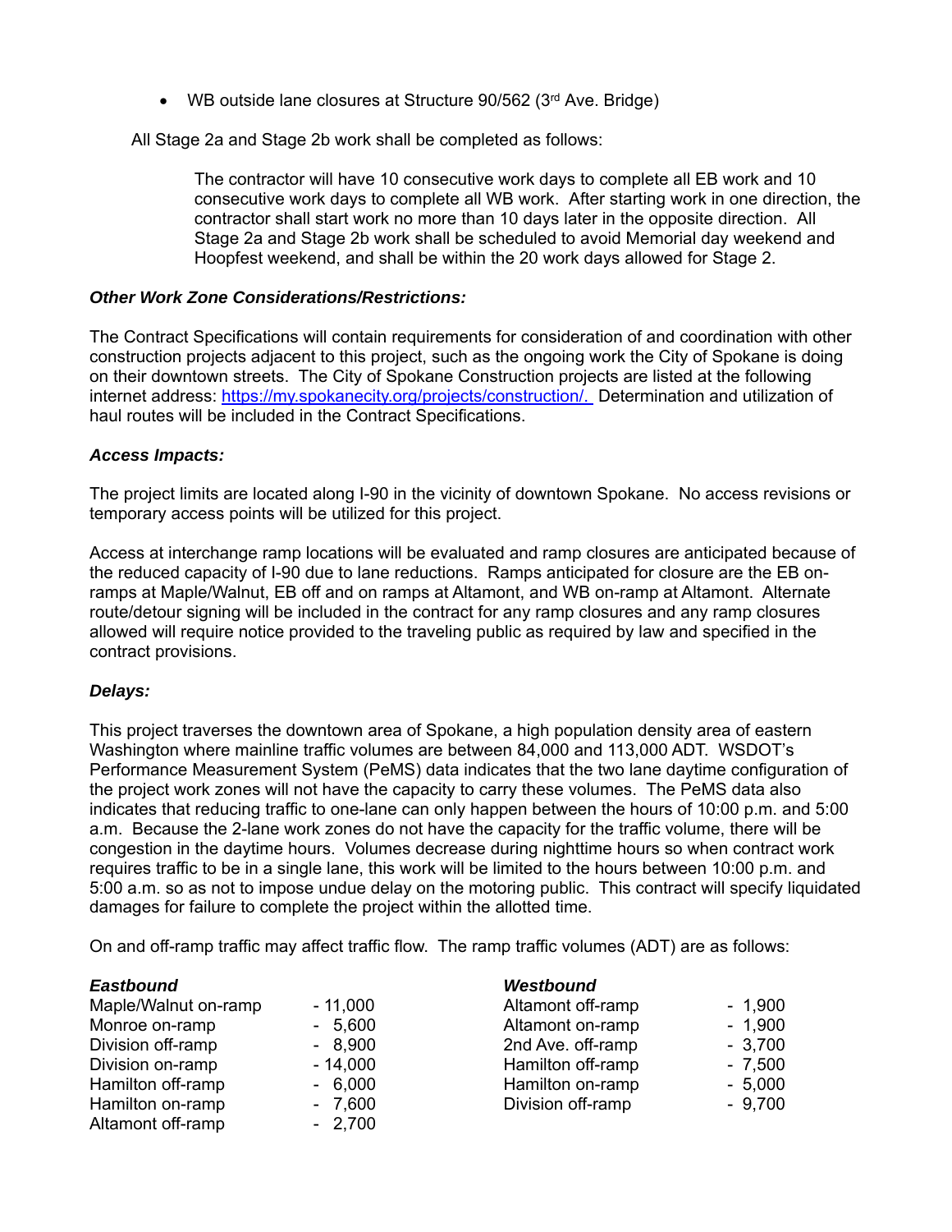- WB outside lane closures at Structure 90/562 (3rd Ave. Bridge)

All Stage 2a and Stage 2b work shall be completed as follows:

> The contractor will have 10 consecutive work days to complete all EB work and 10 consecutive work days to complete all WB work. After starting work in one direction, the contractor shall start work no more than 10 days later in the opposite direction. All Stage 2a and Stage 2b work shall be scheduled to avoid Memorial day weekend and Hoopfest weekend, and shall be within the 20 work days allowed for Stage 2.

***Other Work Zone Considerations/Restrictions:***

The Contract Specifications will contain requirements for consideration of and coordination with other construction projects adjacent to this project, such as the ongoing work the City of Spokane is doing on their downtown streets. The City of Spokane Construction projects are listed at the following internet address: https://my.spokanecity.org/projects/construction/. Determination and utilization of haul routes will be included in the Contract Specifications.

***Access Impacts:***

The project limits are located along I-90 in the vicinity of downtown Spokane. No access revisions or temporary access points will be utilized for this project.

Access at interchange ramp locations will be evaluated and ramp closures are anticipated because of the reduced capacity of I-90 due to lane reductions. Ramps anticipated for closure are the EB on-ramps at Maple/Walnut, EB off and on ramps at Altamont, and WB on-ramp at Altamont. Alternate route/detour signing will be included in the contract for any ramp closures and any ramp closures allowed will require notice provided to the traveling public as required by law and specified in the contract provisions.

***Delays:***

This project traverses the downtown area of Spokane, a high population density area of eastern Washington where mainline traffic volumes are between 84,000 and 113,000 ADT. WSDOT's Performance Measurement System (PeMS) data indicates that the two lane daytime configuration of the project work zones will not have the capacity to carry these volumes. The PeMS data also indicates that reducing traffic to one-lane can only happen between the hours of 10:00 p.m. and 5:00 a.m. Because the 2-lane work zones do not have the capacity for the traffic volume, there will be congestion in the daytime hours. Volumes decrease during nighttime hours so when contract work requires traffic to be in a single lane, this work will be limited to the hours between 10:00 p.m. and 5:00 a.m. so as not to impose undue delay on the motoring public. This contract will specify liquidated damages for failure to complete the project within the allotted time.

On and off-ramp traffic may affect traffic flow. The ramp traffic volumes (ADT) are as follows:

| ***Eastbound*** | | ***Westbound*** | |
|---|---|---|---|
| Maple/Walnut on-ramp | - 11,000 | Altamont off-ramp | - 1,900 |
| Monroe on-ramp | - 5,600 | Altamont on-ramp | - 1,900 |
| Division off-ramp | - 8,900 | 2nd Ave. off-ramp | - 3,700 |
| Division on-ramp | - 14,000 | Hamilton off-ramp | - 7,500 |
| Hamilton off-ramp | - 6,000 | Hamilton on-ramp | - 5,000 |
| Hamilton on-ramp | - 7,600 | Division off-ramp | - 9,700 |
| Altamont off-ramp | - 2,700 | | |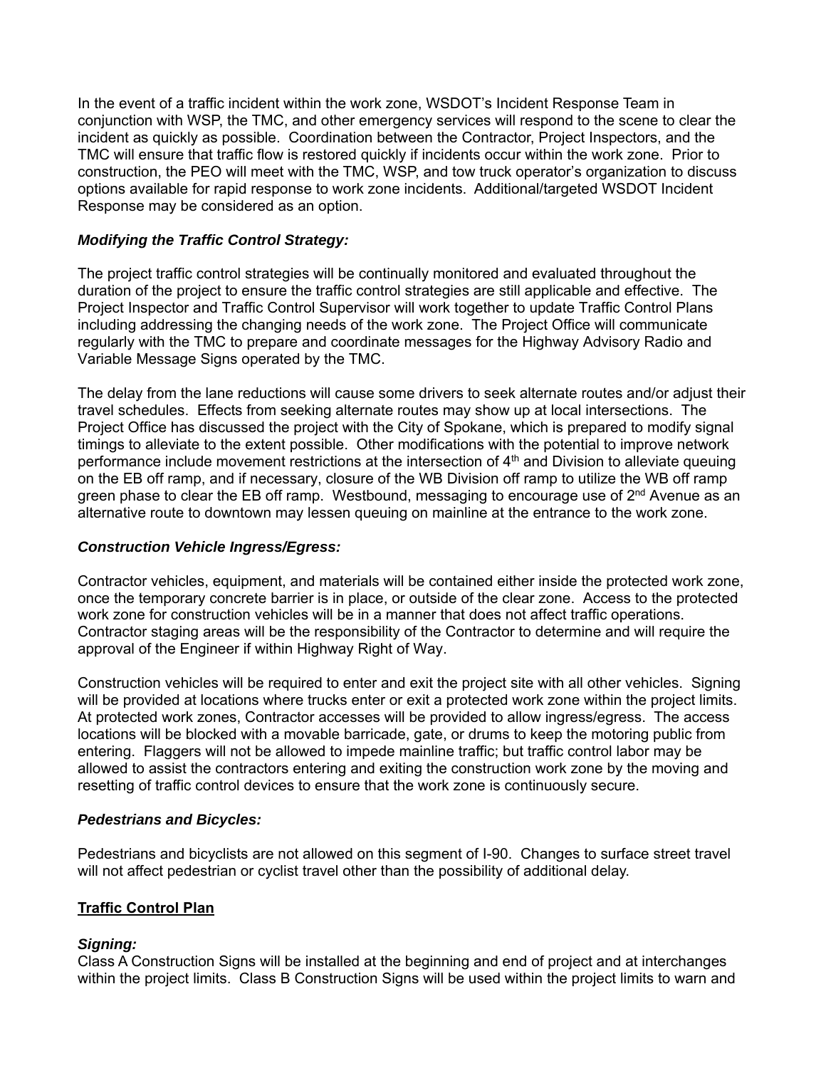In the event of a traffic incident within the work zone, WSDOT's Incident Response Team in conjunction with WSP, the TMC, and other emergency services will respond to the scene to clear the incident as quickly as possible. Coordination between the Contractor, Project Inspectors, and the TMC will ensure that traffic flow is restored quickly if incidents occur within the work zone. Prior to construction, the PEO will meet with the TMC, WSP, and tow truck operator's organization to discuss options available for rapid response to work zone incidents. Additional/targeted WSDOT Incident Response may be considered as an option.

### *Modifying the Traffic Control Strategy:*

The project traffic control strategies will be continually monitored and evaluated throughout the duration of the project to ensure the traffic control strategies are still applicable and effective. The Project Inspector and Traffic Control Supervisor will work together to update Traffic Control Plans including addressing the changing needs of the work zone. The Project Office will communicate regularly with the TMC to prepare and coordinate messages for the Highway Advisory Radio and Variable Message Signs operated by the TMC.

The delay from the lane reductions will cause some drivers to seek alternate routes and/or adjust their travel schedules. Effects from seeking alternate routes may show up at local intersections. The Project Office has discussed the project with the City of Spokane, which is prepared to modify signal timings to alleviate to the extent possible. Other modifications with the potential to improve network performance include movement restrictions at the intersection of 4th and Division to alleviate queuing on the EB off ramp, and if necessary, closure of the WB Division off ramp to utilize the WB off ramp green phase to clear the EB off ramp. Westbound, messaging to encourage use of 2nd Avenue as an alternative route to downtown may lessen queuing on mainline at the entrance to the work zone.

### *Construction Vehicle Ingress/Egress:*

Contractor vehicles, equipment, and materials will be contained either inside the protected work zone, once the temporary concrete barrier is in place, or outside of the clear zone. Access to the protected work zone for construction vehicles will be in a manner that does not affect traffic operations. Contractor staging areas will be the responsibility of the Contractor to determine and will require the approval of the Engineer if within Highway Right of Way.

Construction vehicles will be required to enter and exit the project site with all other vehicles. Signing will be provided at locations where trucks enter or exit a protected work zone within the project limits. At protected work zones, Contractor accesses will be provided to allow ingress/egress. The access locations will be blocked with a movable barricade, gate, or drums to keep the motoring public from entering. Flaggers will not be allowed to impede mainline traffic; but traffic control labor may be allowed to assist the contractors entering and exiting the construction work zone by the moving and resetting of traffic control devices to ensure that the work zone is continuously secure.

### *Pedestrians and Bicycles:*

Pedestrians and bicyclists are not allowed on this segment of I-90. Changes to surface street travel will not affect pedestrian or cyclist travel other than the possibility of additional delay.

## Traffic Control Plan

### *Signing:*

Class A Construction Signs will be installed at the beginning and end of project and at interchanges within the project limits. Class B Construction Signs will be used within the project limits to warn and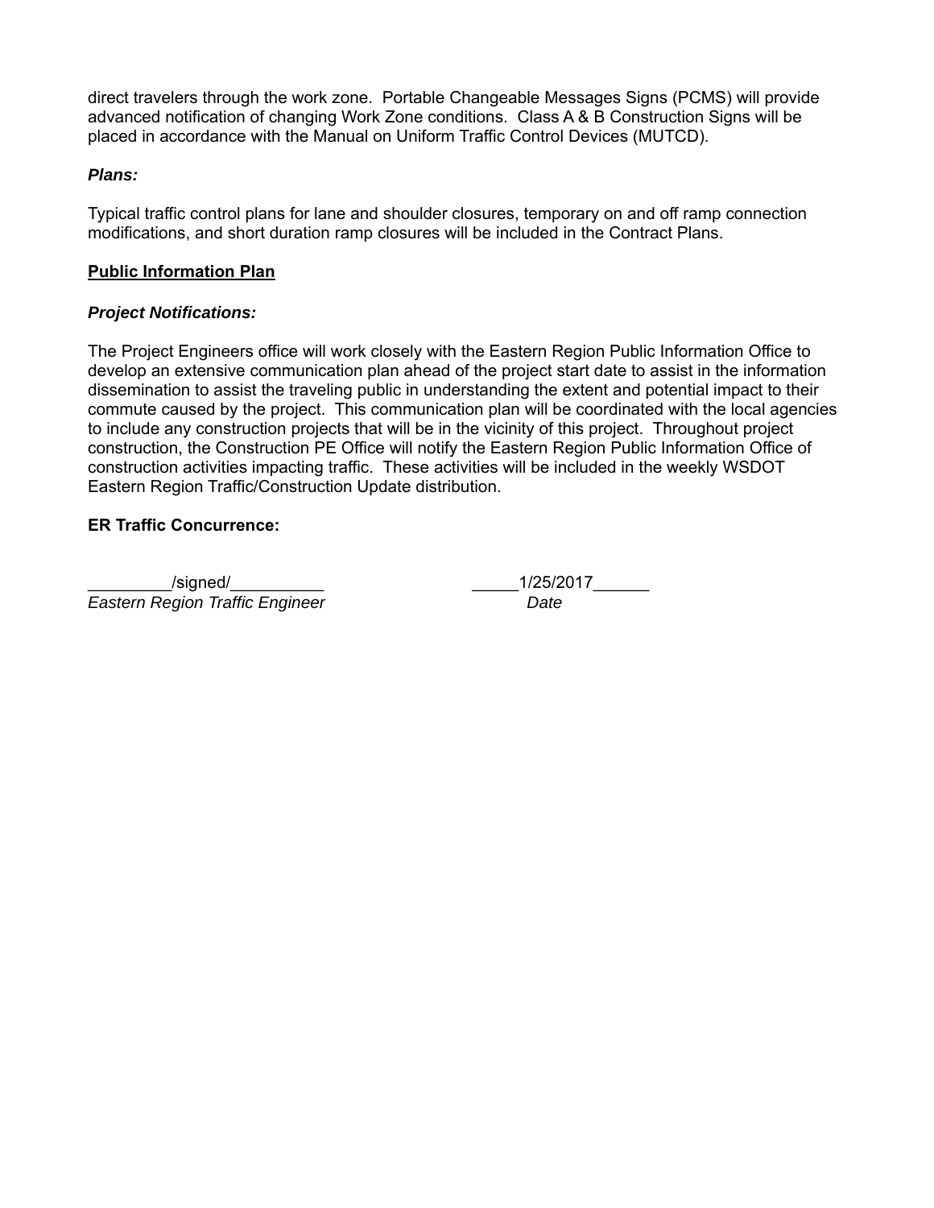direct travelers through the work zone. Portable Changeable Messages Signs (PCMS) will provide advanced notification of changing Work Zone conditions. Class A & B Construction Signs will be placed in accordance with the Manual on Uniform Traffic Control Devices (MUTCD).

***Plans:***

Typical traffic control plans for lane and shoulder closures, temporary on and off ramp connection modifications, and short duration ramp closures will be included in the Contract Plans.

**Public Information Plan**

***Project Notifications:***

The Project Engineers office will work closely with the Eastern Region Public Information Office to develop an extensive communication plan ahead of the project start date to assist in the information dissemination to assist the traveling public in understanding the extent and potential impact to their commute caused by the project. This communication plan will be coordinated with the local agencies to include any construction projects that will be in the vicinity of this project. Throughout project construction, the Construction PE Office will notify the Eastern Region Public Information Office of construction activities impacting traffic. These activities will be included in the weekly WSDOT Eastern Region Traffic/Construction Update distribution.

**ER Traffic Concurrence:**

| | |
|---|---|
| _________/signed/__________ | _____1/25/2017______ |
| *Eastern Region Traffic Engineer* | *Date* |